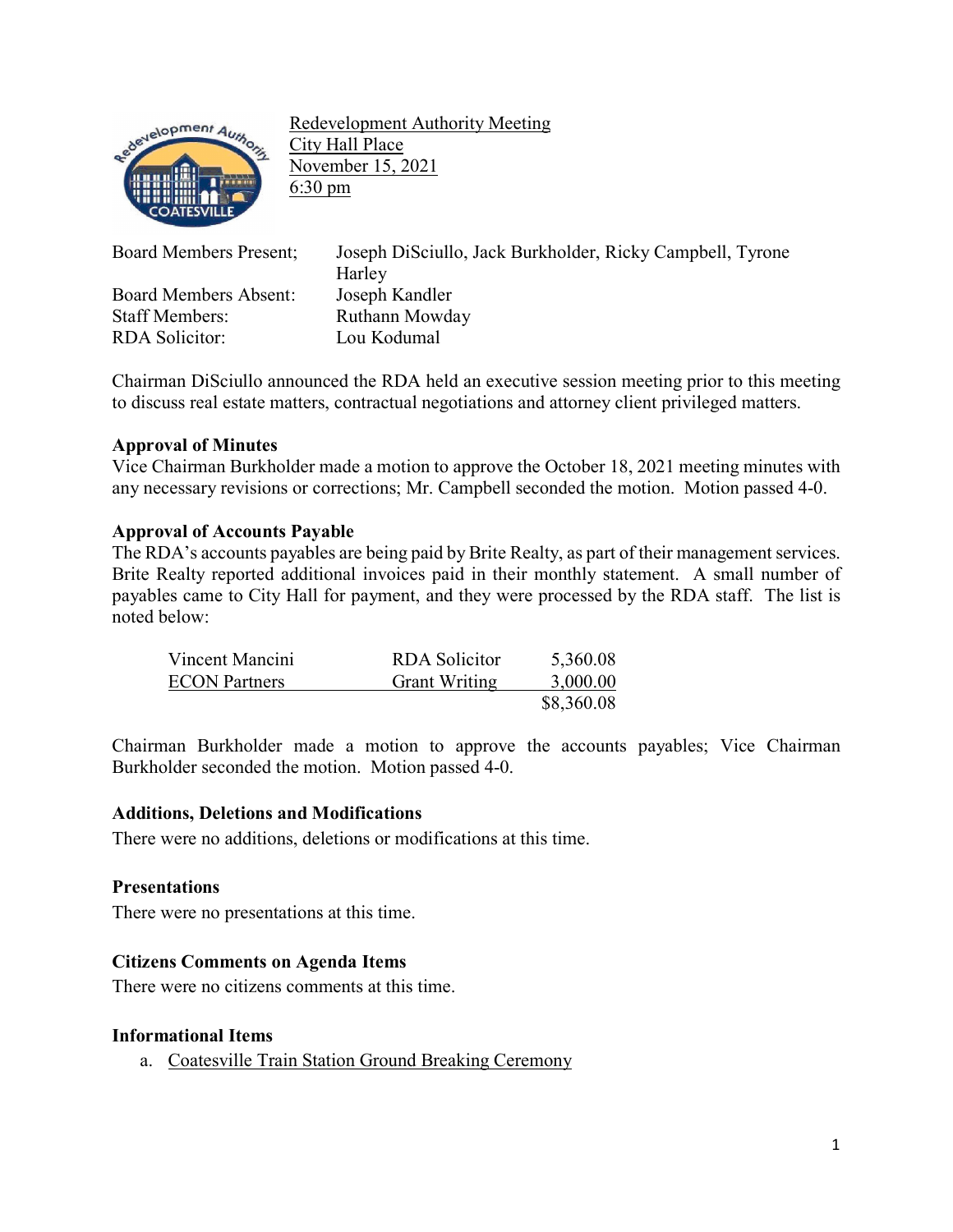Redevelopment Authority Meeting
City Hall Place
November 15, 2021
6:30 pm

| | |
|---|---|
| Board Members Present; | Joseph DiSciullo, Jack Burkholder, Ricky Campbell, Tyrone Harley |
| Board Members Absent: | Joseph Kandler |
| Staff Members: | Ruthann Mowday |
| RDA Solicitor: | Lou Kodumal |

Chairman DiSciullo announced the RDA held an executive session meeting prior to this meeting to discuss real estate matters, contractual negotiations and attorney client privileged matters.

**Approval of Minutes**
Vice Chairman Burkholder made a motion to approve the October 18, 2021 meeting minutes with any necessary revisions or corrections; Mr. Campbell seconded the motion. Motion passed 4-0.

**Approval of Accounts Payable**
The RDA's accounts payables are being paid by Brite Realty, as part of their management services. Brite Realty reported additional invoices paid in their monthly statement. A small number of payables came to City Hall for payment, and they were processed by the RDA staff. The list is noted below:

| | | |
|---|---|---|
| Vincent Mancini | RDA Solicitor | 5,360.08 |
| ECON Partners | Grant Writing | 3,000.00 |
| | | $8,360.08 |

Chairman Burkholder made a motion to approve the accounts payables; Vice Chairman Burkholder seconded the motion. Motion passed 4-0.

**Additions, Deletions and Modifications**
There were no additions, deletions or modifications at this time.

**Presentations**
There were no presentations at this time.

**Citizens Comments on Agenda Items**
There were no citizens comments at this time.

**Informational Items**

a. Coatesville Train Station Ground Breaking Ceremony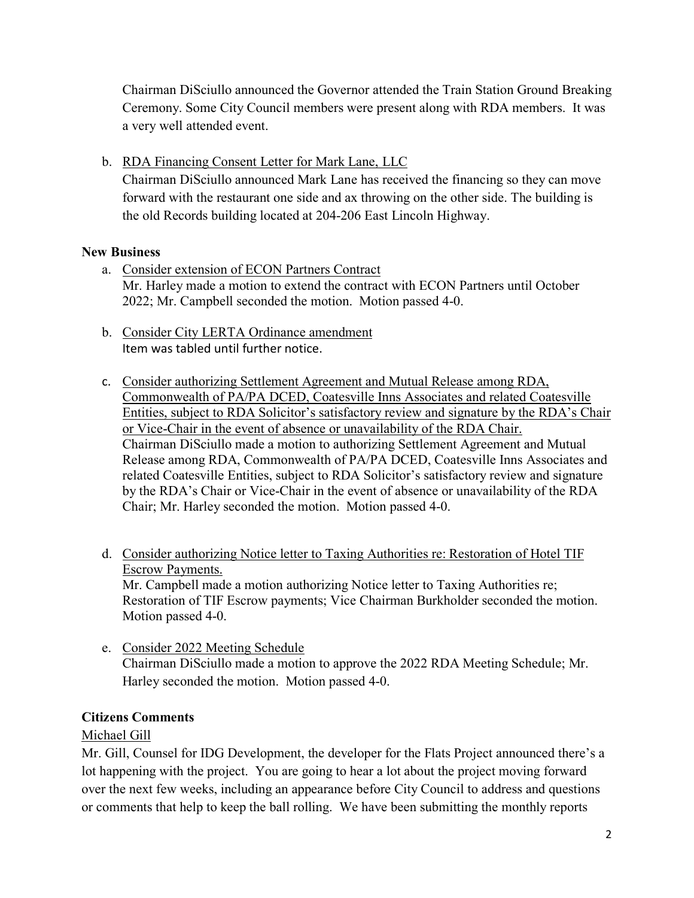Chairman DiSciullo announced the Governor attended the Train Station Ground Breaking Ceremony. Some City Council members were present along with RDA members. It was a very well attended event.

b. RDA Financing Consent Letter for Mark Lane, LLC
   Chairman DiSciullo announced Mark Lane has received the financing so they can move forward with the restaurant one side and ax throwing on the other side. The building is the old Records building located at 204-206 East Lincoln Highway.

**New Business**

a. Consider extension of ECON Partners Contract
   Mr. Harley made a motion to extend the contract with ECON Partners until October 2022; Mr. Campbell seconded the motion. Motion passed 4-0.

b. Consider City LERTA Ordinance amendment
   Item was tabled until further notice.

c. Consider authorizing Settlement Agreement and Mutual Release among RDA, Commonwealth of PA/PA DCED, Coatesville Inns Associates and related Coatesville Entities, subject to RDA Solicitor's satisfactory review and signature by the RDA's Chair or Vice-Chair in the event of absence or unavailability of the RDA Chair.
   Chairman DiSciullo made a motion to authorizing Settlement Agreement and Mutual Release among RDA, Commonwealth of PA/PA DCED, Coatesville Inns Associates and related Coatesville Entities, subject to RDA Solicitor's satisfactory review and signature by the RDA's Chair or Vice-Chair in the event of absence or unavailability of the RDA Chair; Mr. Harley seconded the motion. Motion passed 4-0.

d. Consider authorizing Notice letter to Taxing Authorities re: Restoration of Hotel TIF Escrow Payments.
   Mr. Campbell made a motion authorizing Notice letter to Taxing Authorities re; Restoration of TIF Escrow payments; Vice Chairman Burkholder seconded the motion. Motion passed 4-0.

e. Consider 2022 Meeting Schedule
   Chairman DiSciullo made a motion to approve the 2022 RDA Meeting Schedule; Mr. Harley seconded the motion. Motion passed 4-0.

**Citizens Comments**

Michael Gill

Mr. Gill, Counsel for IDG Development, the developer for the Flats Project announced there's a lot happening with the project. You are going to hear a lot about the project moving forward over the next few weeks, including an appearance before City Council to address and questions or comments that help to keep the ball rolling. We have been submitting the monthly reports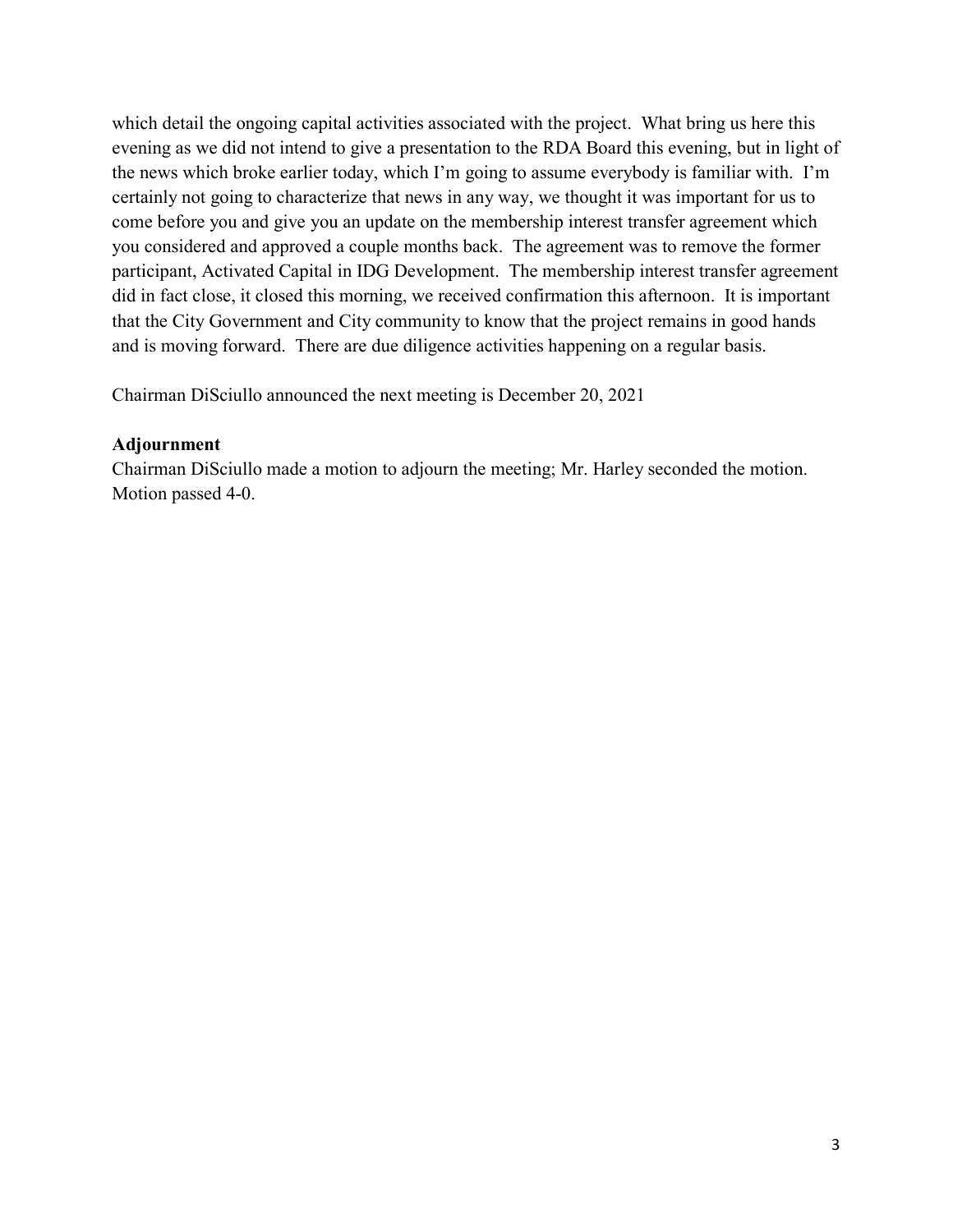which detail the ongoing capital activities associated with the project. What bring us here this evening as we did not intend to give a presentation to the RDA Board this evening, but in light of the news which broke earlier today, which I'm going to assume everybody is familiar with. I'm certainly not going to characterize that news in any way, we thought it was important for us to come before you and give you an update on the membership interest transfer agreement which you considered and approved a couple months back. The agreement was to remove the former participant, Activated Capital in IDG Development. The membership interest transfer agreement did in fact close, it closed this morning, we received confirmation this afternoon. It is important that the City Government and City community to know that the project remains in good hands and is moving forward. There are due diligence activities happening on a regular basis.

Chairman DiSciullo announced the next meeting is December 20, 2021

**Adjournment**

Chairman DiSciullo made a motion to adjourn the meeting; Mr. Harley seconded the motion. Motion passed 4-0.